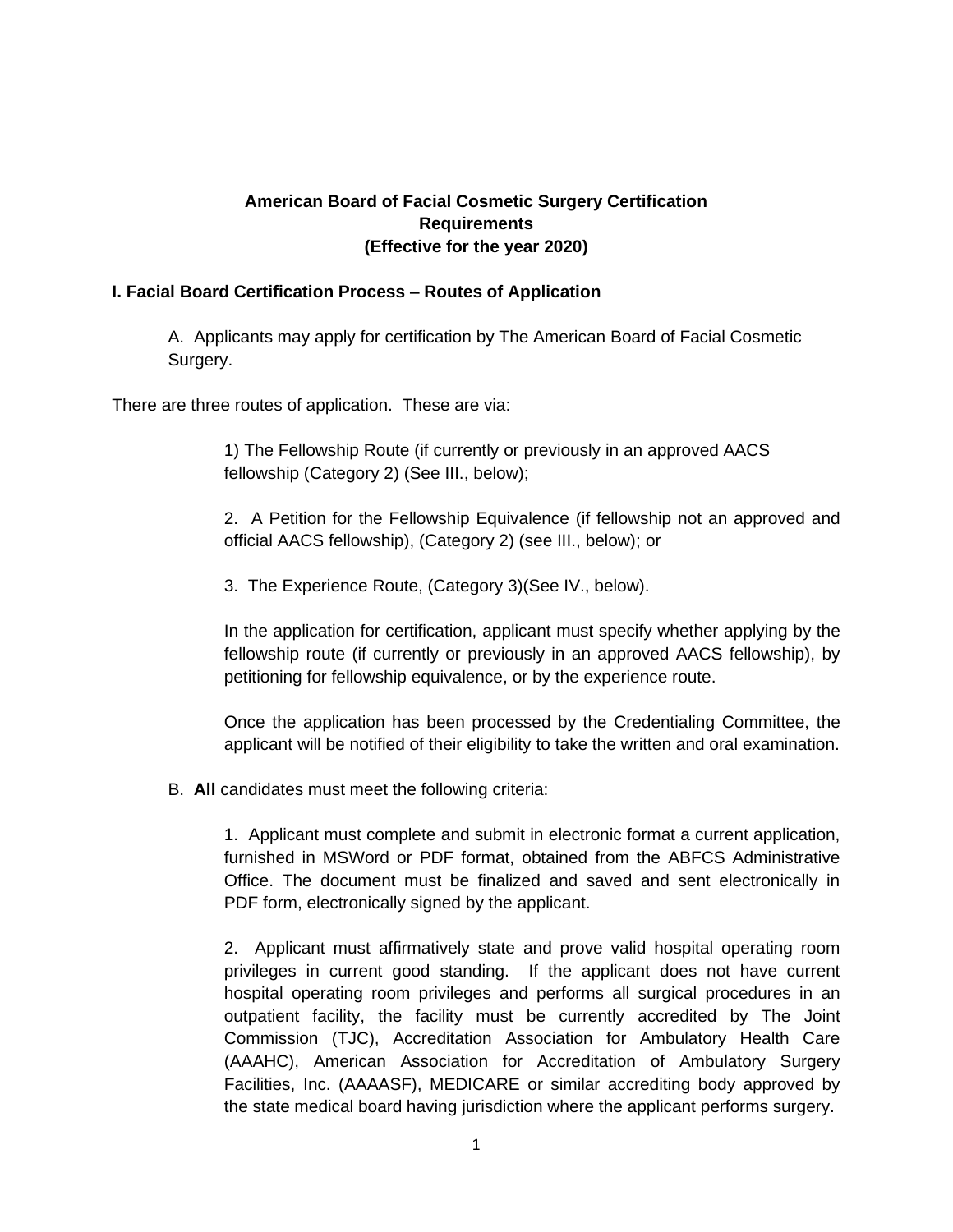**American Board of Facial Cosmetic Surgery Certification Requirements (Effective for the year 2020)**

## I. Facial Board Certification Process – Routes of Application

A. Applicants may apply for certification by The American Board of Facial Cosmetic Surgery.

There are three routes of application. These are via:

1) The Fellowship Route (if currently or previously in an approved AACS fellowship (Category 2) (See III., below);

2. A Petition for the Fellowship Equivalence (if fellowship not an approved and official AACS fellowship), (Category 2) (see III., below); or

3. The Experience Route, (Category 3)(See IV., below).

In the application for certification, applicant must specify whether applying by the fellowship route (if currently or previously in an approved AACS fellowship), by petitioning for fellowship equivalence, or by the experience route.

Once the application has been processed by the Credentialing Committee, the applicant will be notified of their eligibility to take the written and oral examination.

B. **All** candidates must meet the following criteria:

1. Applicant must complete and submit in electronic format a current application, furnished in MSWord or PDF format, obtained from the ABFCS Administrative Office. The document must be finalized and saved and sent electronically in PDF form, electronically signed by the applicant.

2. Applicant must affirmatively state and prove valid hospital operating room privileges in current good standing. If the applicant does not have current hospital operating room privileges and performs all surgical procedures in an outpatient facility, the facility must be currently accredited by The Joint Commission (TJC), Accreditation Association for Ambulatory Health Care (AAAHC), American Association for Accreditation of Ambulatory Surgery Facilities, Inc. (AAAASF), MEDICARE or similar accrediting body approved by the state medical board having jurisdiction where the applicant performs surgery.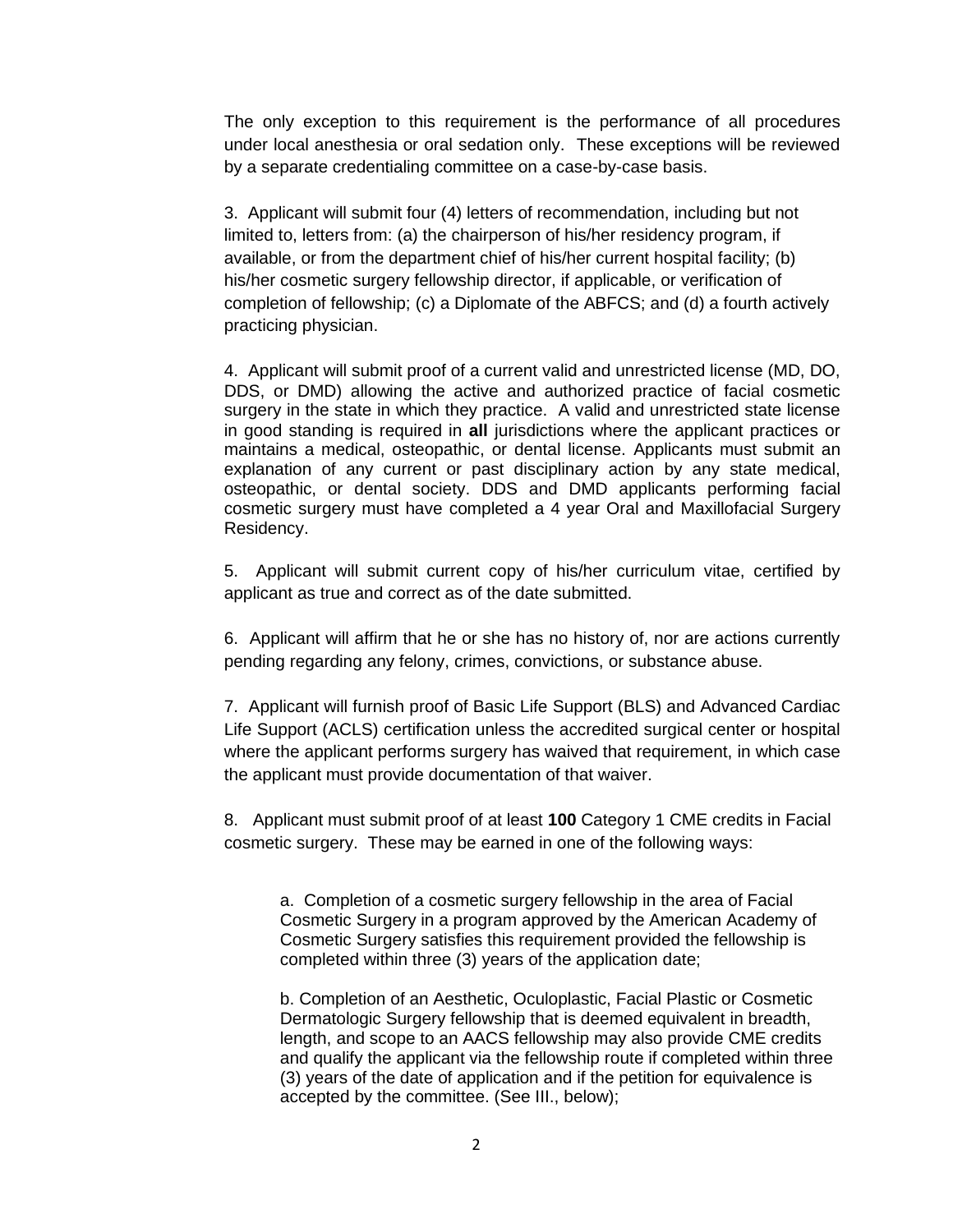The only exception to this requirement is the performance of all procedures under local anesthesia or oral sedation only. These exceptions will be reviewed by a separate credentialing committee on a case-by-case basis.

3. Applicant will submit four (4) letters of recommendation, including but not limited to, letters from: (a) the chairperson of his/her residency program, if available, or from the department chief of his/her current hospital facility; (b) his/her cosmetic surgery fellowship director, if applicable, or verification of completion of fellowship; (c) a Diplomate of the ABFCS; and (d) a fourth actively practicing physician.

4. Applicant will submit proof of a current valid and unrestricted license (MD, DO, DDS, or DMD) allowing the active and authorized practice of facial cosmetic surgery in the state in which they practice. A valid and unrestricted state license in good standing is required in **all** jurisdictions where the applicant practices or maintains a medical, osteopathic, or dental license. Applicants must submit an explanation of any current or past disciplinary action by any state medical, osteopathic, or dental society. DDS and DMD applicants performing facial cosmetic surgery must have completed a 4 year Oral and Maxillofacial Surgery Residency.

5. Applicant will submit current copy of his/her curriculum vitae, certified by applicant as true and correct as of the date submitted.

6. Applicant will affirm that he or she has no history of, nor are actions currently pending regarding any felony, crimes, convictions, or substance abuse.

7. Applicant will furnish proof of Basic Life Support (BLS) and Advanced Cardiac Life Support (ACLS) certification unless the accredited surgical center or hospital where the applicant performs surgery has waived that requirement, in which case the applicant must provide documentation of that waiver.

8. Applicant must submit proof of at least **100** Category 1 CME credits in Facial cosmetic surgery. These may be earned in one of the following ways:

a. Completion of a cosmetic surgery fellowship in the area of Facial Cosmetic Surgery in a program approved by the American Academy of Cosmetic Surgery satisfies this requirement provided the fellowship is completed within three (3) years of the application date;

b. Completion of an Aesthetic, Oculoplastic, Facial Plastic or Cosmetic Dermatologic Surgery fellowship that is deemed equivalent in breadth, length, and scope to an AACS fellowship may also provide CME credits and qualify the applicant via the fellowship route if completed within three (3) years of the date of application and if the petition for equivalence is accepted by the committee. (See III., below);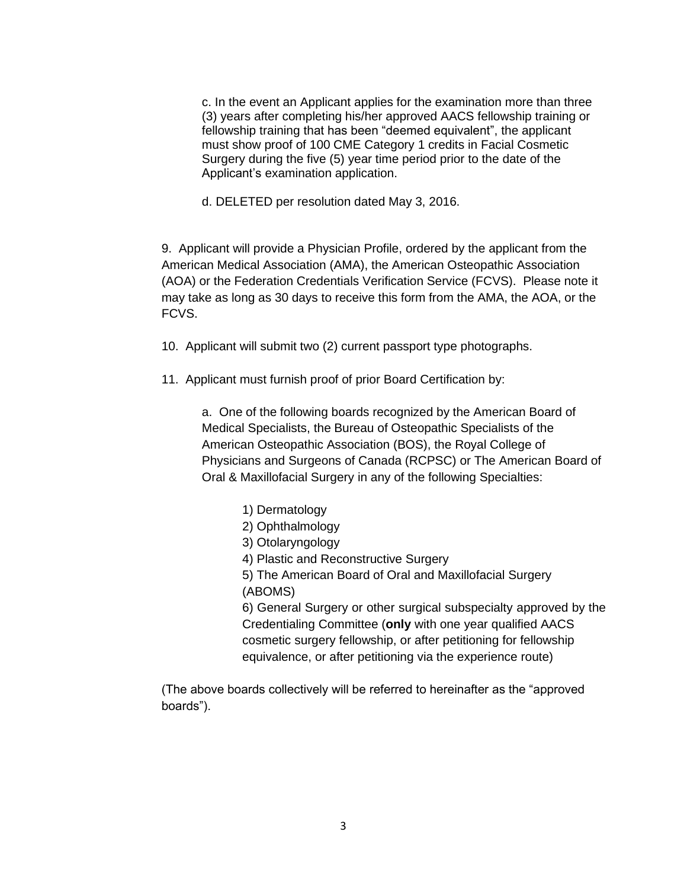c. In the event an Applicant applies for the examination more than three (3) years after completing his/her approved AACS fellowship training or fellowship training that has been "deemed equivalent", the applicant must show proof of 100 CME Category 1 credits in Facial Cosmetic Surgery during the five (5) year time period prior to the date of the Applicant's examination application.

d. DELETED per resolution dated May 3, 2016.

9. Applicant will provide a Physician Profile, ordered by the applicant from the American Medical Association (AMA), the American Osteopathic Association (AOA) or the Federation Credentials Verification Service (FCVS). Please note it may take as long as 30 days to receive this form from the AMA, the AOA, or the FCVS.

10. Applicant will submit two (2) current passport type photographs.

11. Applicant must furnish proof of prior Board Certification by:

a. One of the following boards recognized by the American Board of Medical Specialists, the Bureau of Osteopathic Specialists of the American Osteopathic Association (BOS), the Royal College of Physicians and Surgeons of Canada (RCPSC) or The American Board of Oral & Maxillofacial Surgery in any of the following Specialties:

1) Dermatology
2) Ophthalmology
3) Otolaryngology
4) Plastic and Reconstructive Surgery
5) The American Board of Oral and Maxillofacial Surgery (ABOMS)
6) General Surgery or other surgical subspecialty approved by the Credentialing Committee (**only** with one year qualified AACS cosmetic surgery fellowship, or after petitioning for fellowship equivalence, or after petitioning via the experience route)

(The above boards collectively will be referred to hereinafter as the "approved boards").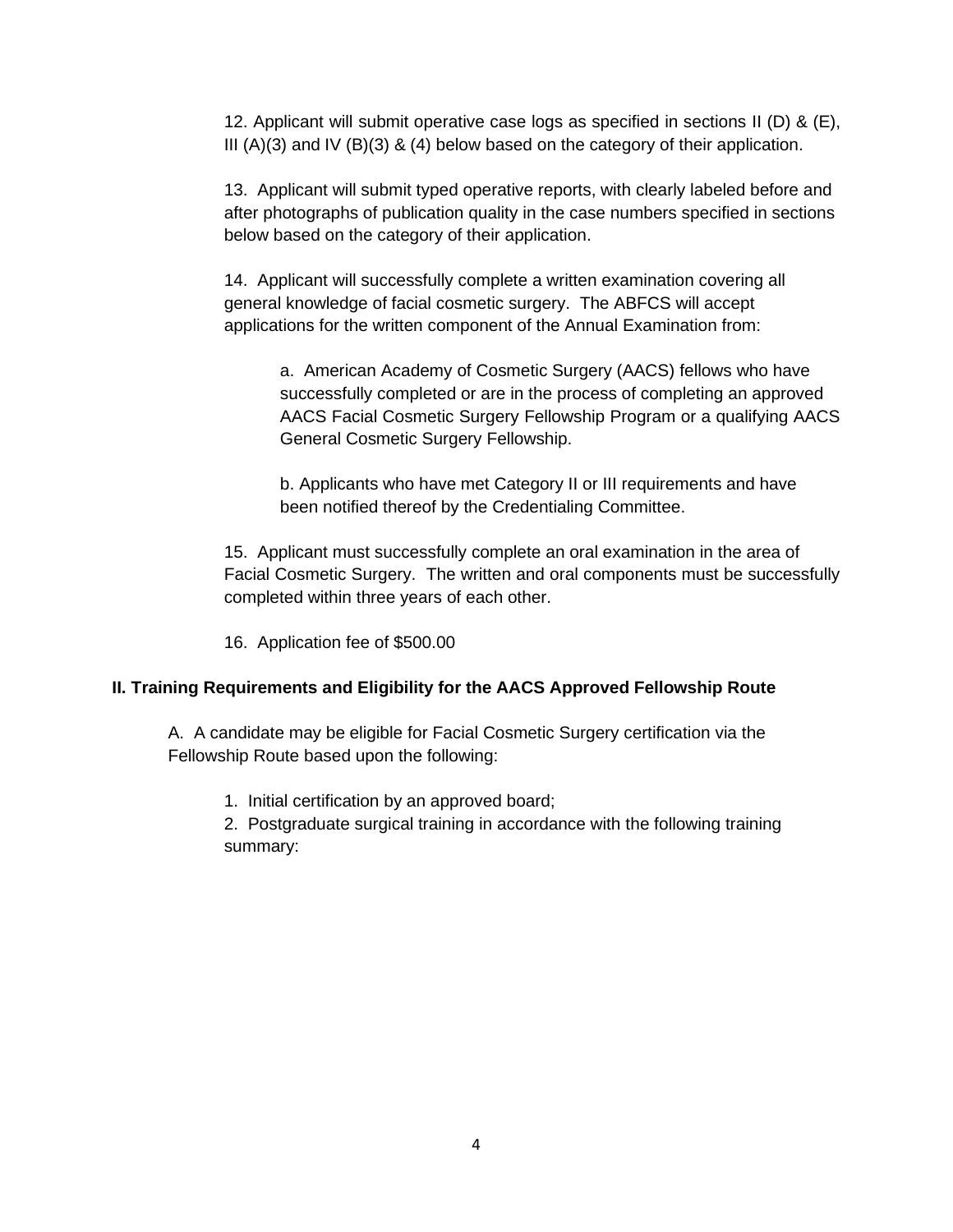12. Applicant will submit operative case logs as specified in sections II (D) & (E), III (A)(3) and IV (B)(3) & (4) below based on the category of their application.

13. Applicant will submit typed operative reports, with clearly labeled before and after photographs of publication quality in the case numbers specified in sections below based on the category of their application.

14. Applicant will successfully complete a written examination covering all general knowledge of facial cosmetic surgery. The ABFCS will accept applications for the written component of the Annual Examination from:

   a. American Academy of Cosmetic Surgery (AACS) fellows who have successfully completed or are in the process of completing an approved AACS Facial Cosmetic Surgery Fellowship Program or a qualifying AACS General Cosmetic Surgery Fellowship.

   b. Applicants who have met Category II or III requirements and have been notified thereof by the Credentialing Committee.

15. Applicant must successfully complete an oral examination in the area of Facial Cosmetic Surgery. The written and oral components must be successfully completed within three years of each other.

16. Application fee of $500.00

**II. Training Requirements and Eligibility for the AACS Approved Fellowship Route**

A. A candidate may be eligible for Facial Cosmetic Surgery certification via the Fellowship Route based upon the following:

1. Initial certification by an approved board;
2. Postgraduate surgical training in accordance with the following training summary: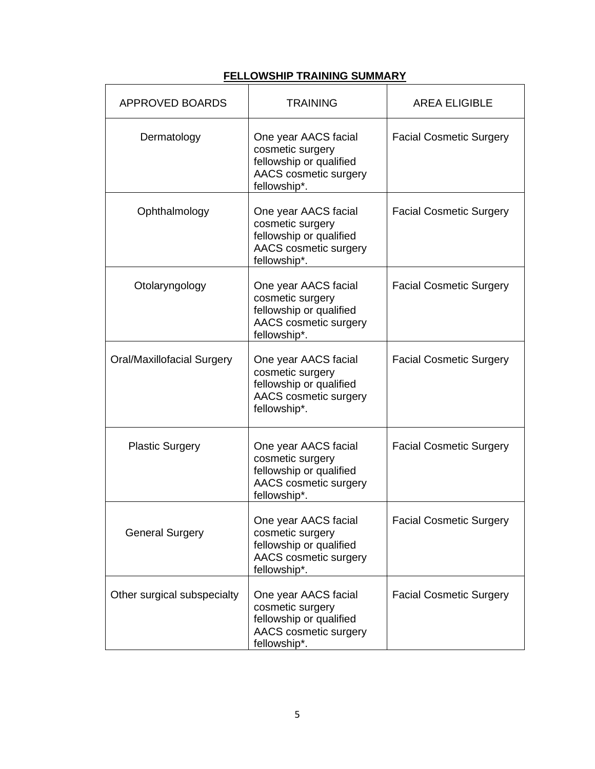**FELLOWSHIP TRAINING SUMMARY**

| APPROVED BOARDS | TRAINING | AREA ELIGIBLE |
|---|---|---|
| Dermatology | One year AACS facial cosmetic surgery fellowship or qualified AACS cosmetic surgery fellowship*. | Facial Cosmetic Surgery |
| Ophthalmology | One year AACS facial cosmetic surgery fellowship or qualified AACS cosmetic surgery fellowship*. | Facial Cosmetic Surgery |
| Otolaryngology | One year AACS facial cosmetic surgery fellowship or qualified AACS cosmetic surgery fellowship*. | Facial Cosmetic Surgery |
| Oral/Maxillofacial Surgery | One year AACS facial cosmetic surgery fellowship or qualified AACS cosmetic surgery fellowship*. | Facial Cosmetic Surgery |
| Plastic Surgery | One year AACS facial cosmetic surgery fellowship or qualified AACS cosmetic surgery fellowship*. | Facial Cosmetic Surgery |
| General Surgery | One year AACS facial cosmetic surgery fellowship or qualified AACS cosmetic surgery fellowship*. | Facial Cosmetic Surgery |
| Other surgical subspecialty | One year AACS facial cosmetic surgery fellowship or qualified AACS cosmetic surgery fellowship*. | Facial Cosmetic Surgery |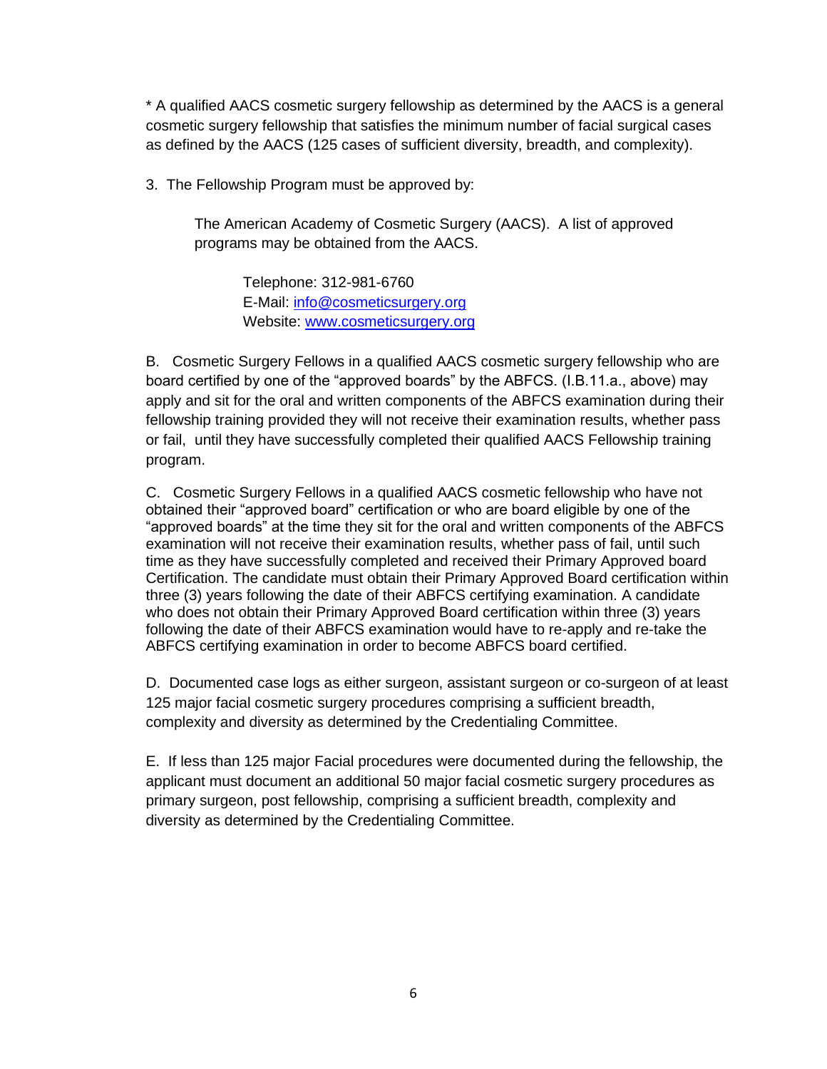* A qualified AACS cosmetic surgery fellowship as determined by the AACS is a general cosmetic surgery fellowship that satisfies the minimum number of facial surgical cases as defined by the AACS (125 cases of sufficient diversity, breadth, and complexity).

3. The Fellowship Program must be approved by:

> The American Academy of Cosmetic Surgery (AACS). A list of approved programs may be obtained from the AACS.
>
> > Telephone: 312-981-6760
> > E-Mail: [info@cosmeticsurgery.org](mailto:info@cosmeticsurgery.org)
> > Website: [www.cosmeticsurgery.org](http://www.cosmeticsurgery.org)

B. Cosmetic Surgery Fellows in a qualified AACS cosmetic surgery fellowship who are board certified by one of the "approved boards" by the ABFCS. (I.B.11.a., above) may apply and sit for the oral and written components of the ABFCS examination during their fellowship training provided they will not receive their examination results, whether pass or fail, until they have successfully completed their qualified AACS Fellowship training program.

C. Cosmetic Surgery Fellows in a qualified AACS cosmetic fellowship who have not obtained their "approved board" certification or who are board eligible by one of the "approved boards" at the time they sit for the oral and written components of the ABFCS examination will not receive their examination results, whether pass of fail, until such time as they have successfully completed and received their Primary Approved board Certification. The candidate must obtain their Primary Approved Board certification within three (3) years following the date of their ABFCS certifying examination. A candidate who does not obtain their Primary Approved Board certification within three (3) years following the date of their ABFCS examination would have to re-apply and re-take the ABFCS certifying examination in order to become ABFCS board certified.

D. Documented case logs as either surgeon, assistant surgeon or co-surgeon of at least 125 major facial cosmetic surgery procedures comprising a sufficient breadth, complexity and diversity as determined by the Credentialing Committee.

E. If less than 125 major Facial procedures were documented during the fellowship, the applicant must document an additional 50 major facial cosmetic surgery procedures as primary surgeon, post fellowship, comprising a sufficient breadth, complexity and diversity as determined by the Credentialing Committee.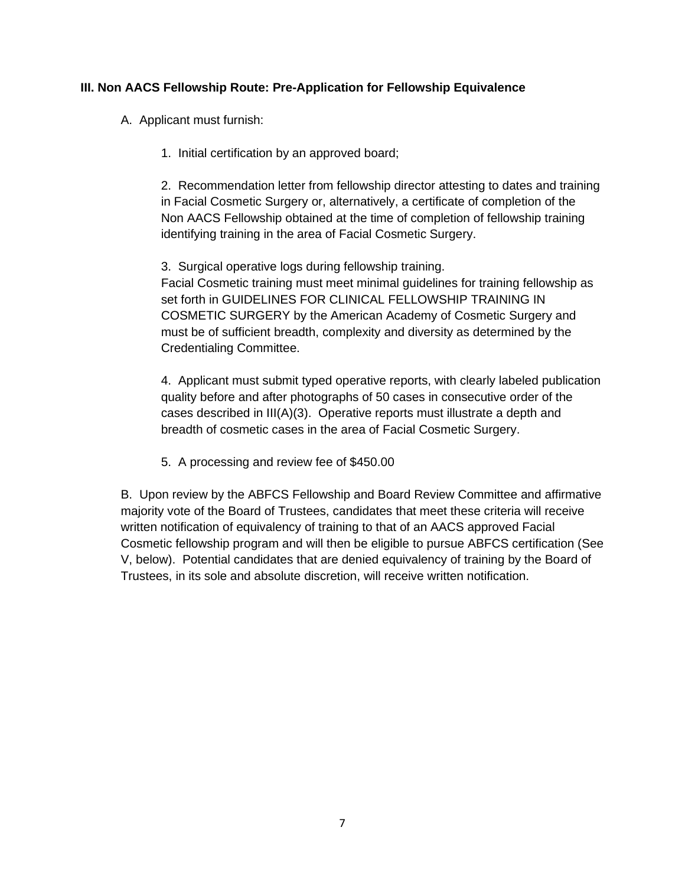### III. Non AACS Fellowship Route: Pre-Application for Fellowship Equivalence

A. Applicant must furnish:

1. Initial certification by an approved board;

2. Recommendation letter from fellowship director attesting to dates and training in Facial Cosmetic Surgery or, alternatively, a certificate of completion of the Non AACS Fellowship obtained at the time of completion of fellowship training identifying training in the area of Facial Cosmetic Surgery.

3. Surgical operative logs during fellowship training.
Facial Cosmetic training must meet minimal guidelines for training fellowship as set forth in GUIDELINES FOR CLINICAL FELLOWSHIP TRAINING IN COSMETIC SURGERY by the American Academy of Cosmetic Surgery and must be of sufficient breadth, complexity and diversity as determined by the Credentialing Committee.

4. Applicant must submit typed operative reports, with clearly labeled publication quality before and after photographs of 50 cases in consecutive order of the cases described in III(A)(3). Operative reports must illustrate a depth and breadth of cosmetic cases in the area of Facial Cosmetic Surgery.

5. A processing and review fee of $450.00

B. Upon review by the ABFCS Fellowship and Board Review Committee and affirmative majority vote of the Board of Trustees, candidates that meet these criteria will receive written notification of equivalency of training to that of an AACS approved Facial Cosmetic fellowship program and will then be eligible to pursue ABFCS certification (See V, below). Potential candidates that are denied equivalency of training by the Board of Trustees, in its sole and absolute discretion, will receive written notification.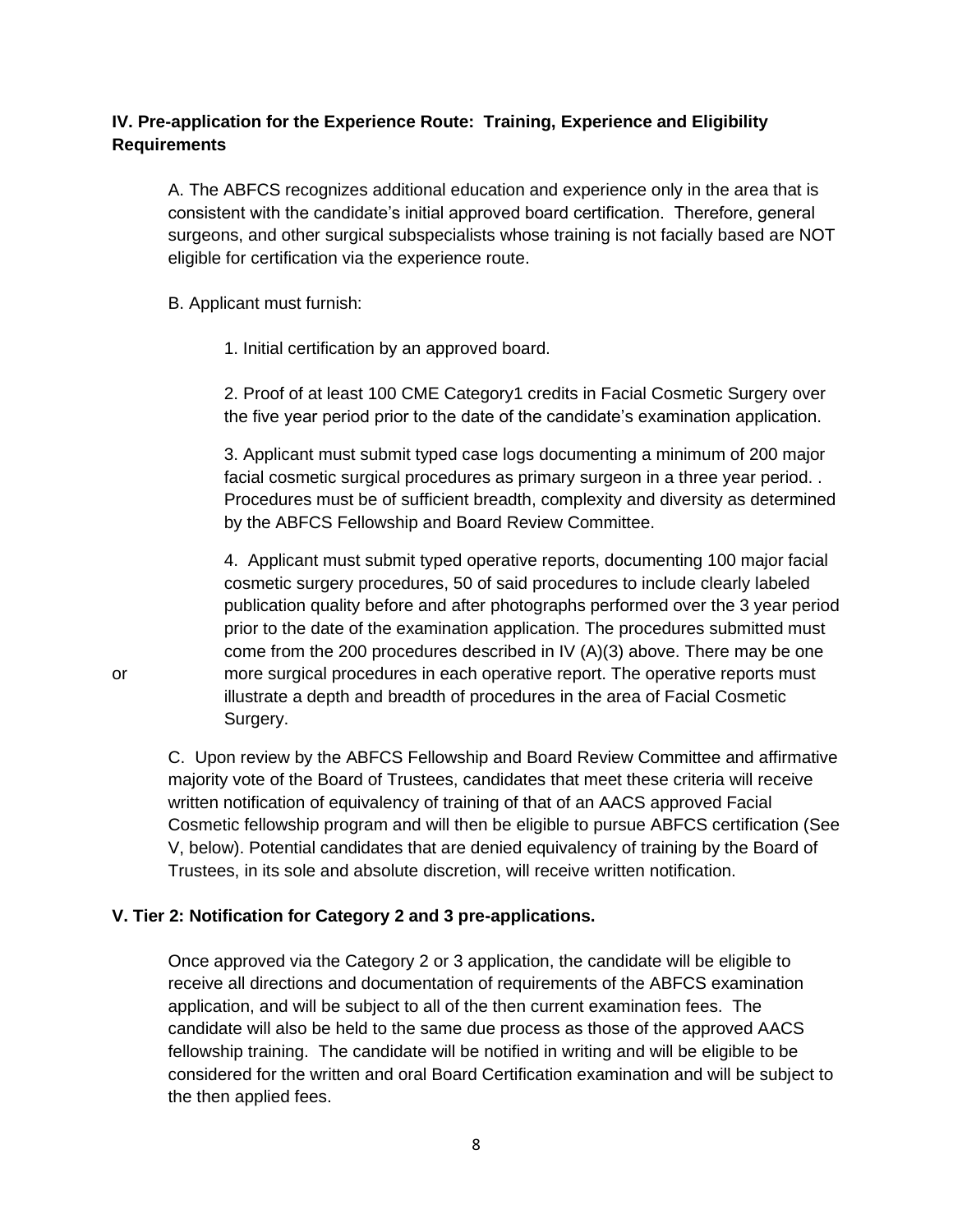**IV. Pre-application for the Experience Route: Training, Experience and Eligibility Requirements**

A. The ABFCS recognizes additional education and experience only in the area that is consistent with the candidate's initial approved board certification. Therefore, general surgeons, and other surgical subspecialists whose training is not facially based are NOT eligible for certification via the experience route.

B. Applicant must furnish:

1. Initial certification by an approved board.

2. Proof of at least 100 CME Category1 credits in Facial Cosmetic Surgery over the five year period prior to the date of the candidate's examination application.

3. Applicant must submit typed case logs documenting a minimum of 200 major facial cosmetic surgical procedures as primary surgeon in a three year period. . Procedures must be of sufficient breadth, complexity and diversity as determined by the ABFCS Fellowship and Board Review Committee.

4. Applicant must submit typed operative reports, documenting 100 major facial cosmetic surgery procedures, 50 of said procedures to include clearly labeled publication quality before and after photographs performed over the 3 year period prior to the date of the examination application. The procedures submitted must come from the 200 procedures described in IV (A)(3) above. There may be one or more surgical procedures in each operative report. The operative reports must illustrate a depth and breadth of procedures in the area of Facial Cosmetic Surgery.

C. Upon review by the ABFCS Fellowship and Board Review Committee and affirmative majority vote of the Board of Trustees, candidates that meet these criteria will receive written notification of equivalency of training of that of an AACS approved Facial Cosmetic fellowship program and will then be eligible to pursue ABFCS certification (See V, below). Potential candidates that are denied equivalency of training by the Board of Trustees, in its sole and absolute discretion, will receive written notification.

**V. Tier 2: Notification for Category 2 and 3 pre-applications.**

Once approved via the Category 2 or 3 application, the candidate will be eligible to receive all directions and documentation of requirements of the ABFCS examination application, and will be subject to all of the then current examination fees. The candidate will also be held to the same due process as those of the approved AACS fellowship training. The candidate will be notified in writing and will be eligible to be considered for the written and oral Board Certification examination and will be subject to the then applied fees.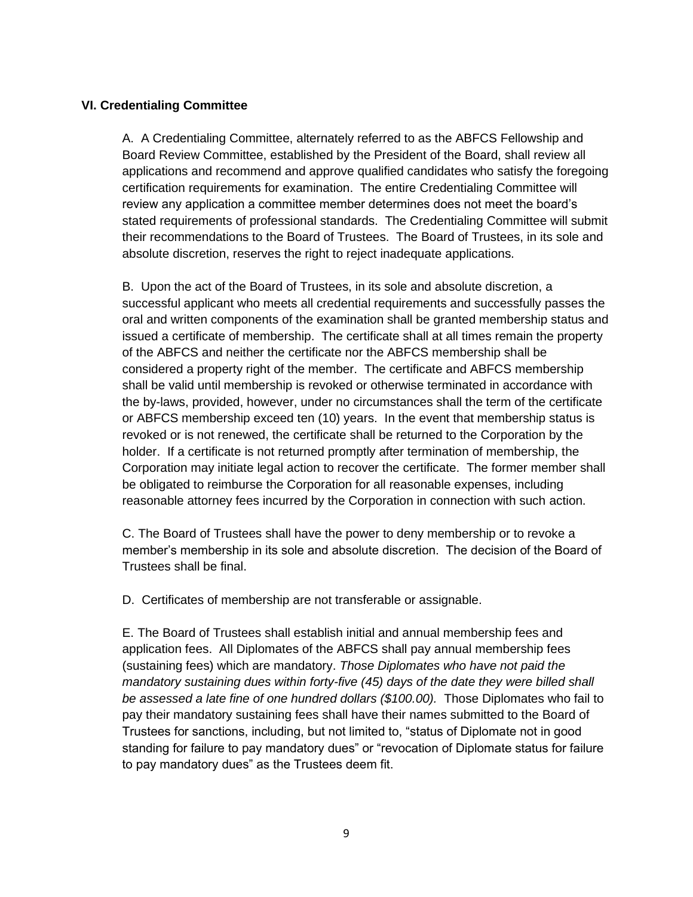### VI. Credentialing Committee

A. A Credentialing Committee, alternately referred to as the ABFCS Fellowship and Board Review Committee, established by the President of the Board, shall review all applications and recommend and approve qualified candidates who satisfy the foregoing certification requirements for examination. The entire Credentialing Committee will review any application a committee member determines does not meet the board's stated requirements of professional standards. The Credentialing Committee will submit their recommendations to the Board of Trustees. The Board of Trustees, in its sole and absolute discretion, reserves the right to reject inadequate applications.

B. Upon the act of the Board of Trustees, in its sole and absolute discretion, a successful applicant who meets all credential requirements and successfully passes the oral and written components of the examination shall be granted membership status and issued a certificate of membership. The certificate shall at all times remain the property of the ABFCS and neither the certificate nor the ABFCS membership shall be considered a property right of the member. The certificate and ABFCS membership shall be valid until membership is revoked or otherwise terminated in accordance with the by-laws, provided, however, under no circumstances shall the term of the certificate or ABFCS membership exceed ten (10) years. In the event that membership status is revoked or is not renewed, the certificate shall be returned to the Corporation by the holder. If a certificate is not returned promptly after termination of membership, the Corporation may initiate legal action to recover the certificate. The former member shall be obligated to reimburse the Corporation for all reasonable expenses, including reasonable attorney fees incurred by the Corporation in connection with such action.

C. The Board of Trustees shall have the power to deny membership or to revoke a member's membership in its sole and absolute discretion. The decision of the Board of Trustees shall be final.

D. Certificates of membership are not transferable or assignable.

E. The Board of Trustees shall establish initial and annual membership fees and application fees. All Diplomates of the ABFCS shall pay annual membership fees (sustaining fees) which are mandatory. *Those Diplomates who have not paid the mandatory sustaining dues within forty-five (45) days of the date they were billed shall be assessed a late fine of one hundred dollars ($100.00).* Those Diplomates who fail to pay their mandatory sustaining fees shall have their names submitted to the Board of Trustees for sanctions, including, but not limited to, "status of Diplomate not in good standing for failure to pay mandatory dues" or "revocation of Diplomate status for failure to pay mandatory dues" as the Trustees deem fit.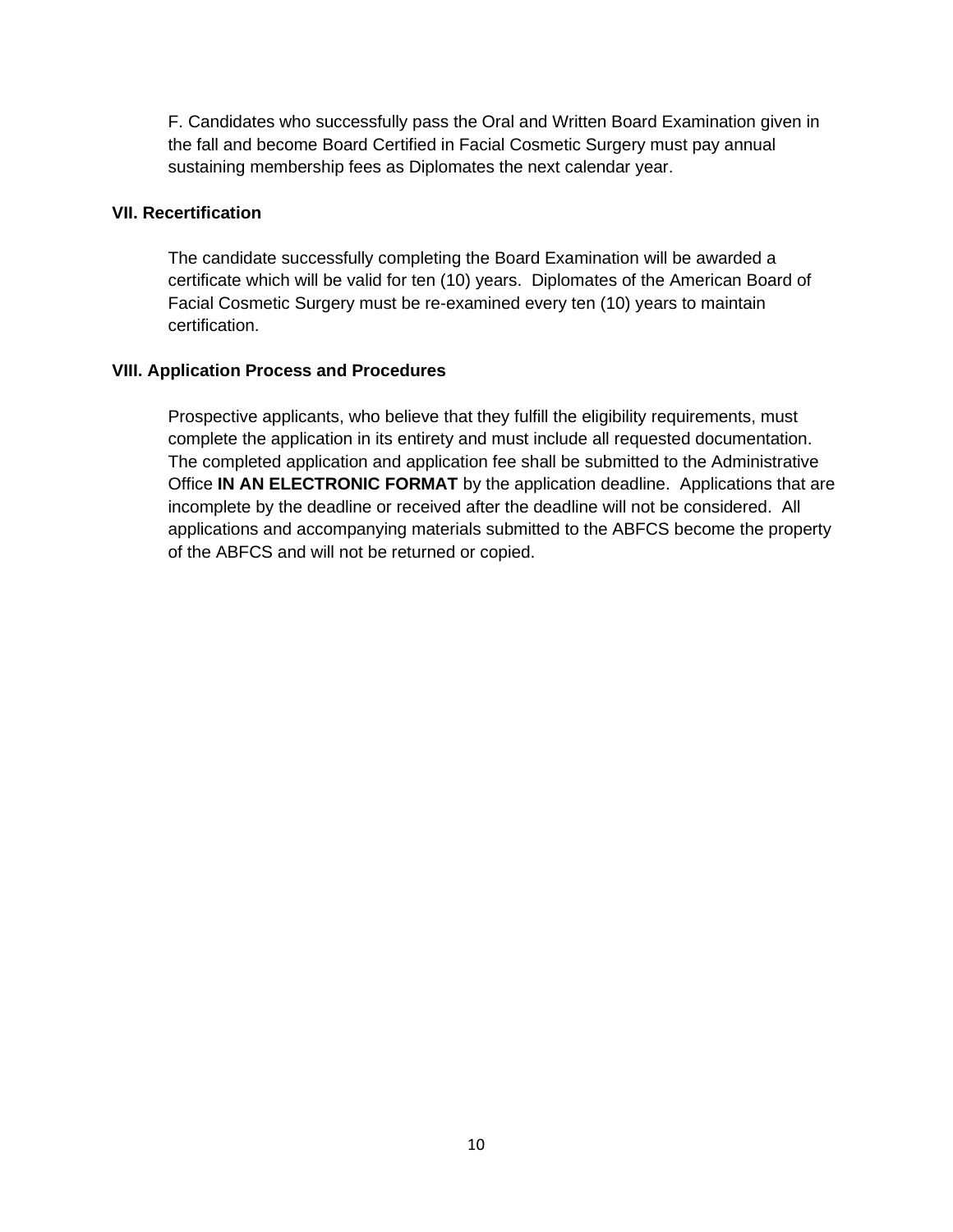F. Candidates who successfully pass the Oral and Written Board Examination given in the fall and become Board Certified in Facial Cosmetic Surgery must pay annual sustaining membership fees as Diplomates the next calendar year.

## VII. Recertification

The candidate successfully completing the Board Examination will be awarded a certificate which will be valid for ten (10) years. Diplomates of the American Board of Facial Cosmetic Surgery must be re-examined every ten (10) years to maintain certification.

## VIII. Application Process and Procedures

Prospective applicants, who believe that they fulfill the eligibility requirements, must complete the application in its entirety and must include all requested documentation. The completed application and application fee shall be submitted to the Administrative Office **IN AN ELECTRONIC FORMAT** by the application deadline. Applications that are incomplete by the deadline or received after the deadline will not be considered. All applications and accompanying materials submitted to the ABFCS become the property of the ABFCS and will not be returned or copied.